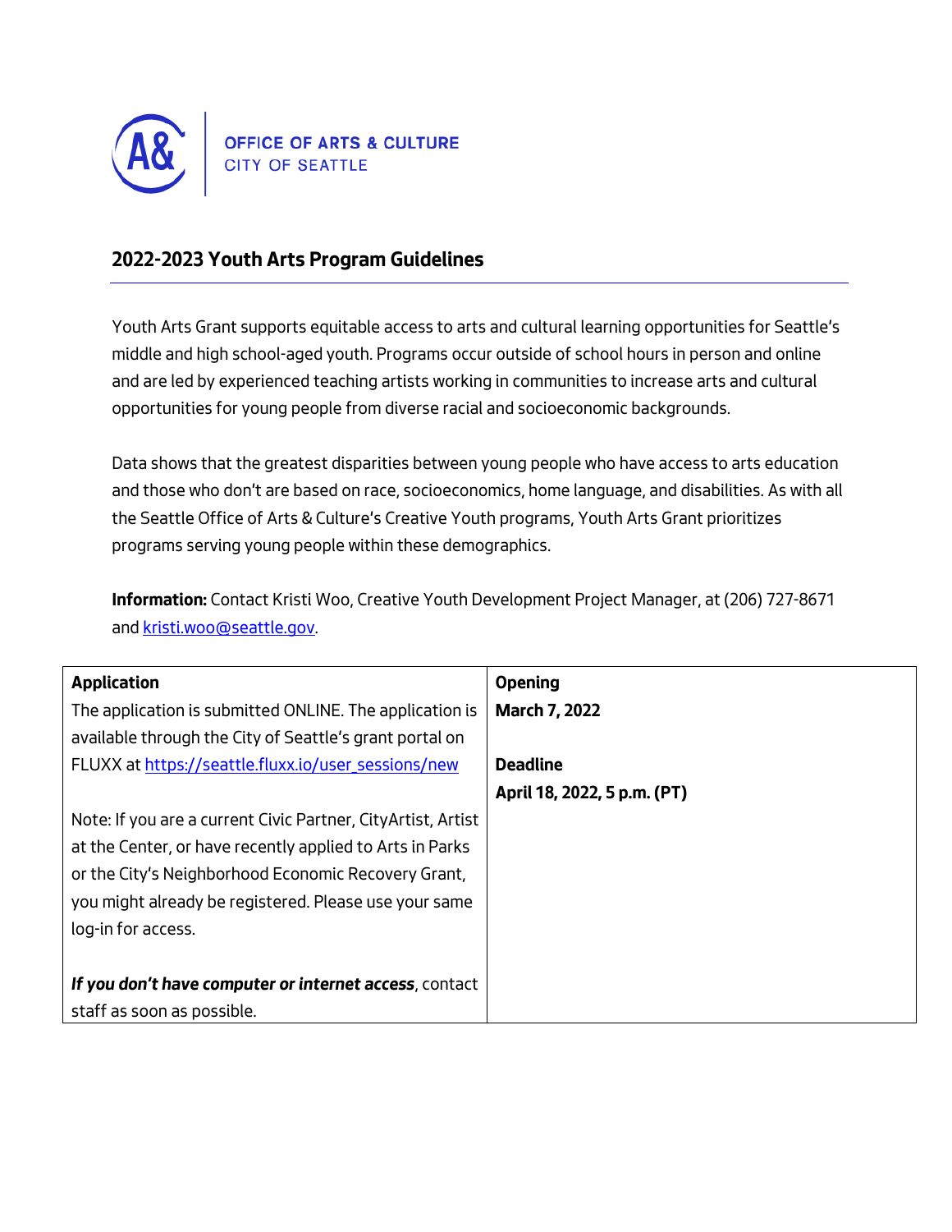OFFICE OF ARTS & CULTURE
CITY OF SEATTLE

## 2022-2023 Youth Arts Program Guidelines

Youth Arts Grant supports equitable access to arts and cultural learning opportunities for Seattle's middle and high school-aged youth. Programs occur outside of school hours in person and online and are led by experienced teaching artists working in communities to increase arts and cultural opportunities for young people from diverse racial and socioeconomic backgrounds.

Data shows that the greatest disparities between young people who have access to arts education and those who don't are based on race, socioeconomics, home language, and disabilities. As with all the Seattle Office of Arts & Culture's Creative Youth programs, Youth Arts Grant prioritizes programs serving young people within these demographics.

**Information:** Contact Kristi Woo, Creative Youth Development Project Manager, at (206) 727-8671 and kristi.woo@seattle.gov.

| **Application** | **Opening** |
|---|---|
| The application is submitted ONLINE. The application is available through the City of Seattle's grant portal on FLUXX at https://seattle.fluxx.io/user_sessions/new<br><br>Note: If you are a current Civic Partner, CityArtist, Artist at the Center, or have recently applied to Arts in Parks or the City's Neighborhood Economic Recovery Grant, you might already be registered. Please use your same log-in for access.<br><br>***If you don't have computer or internet access***, contact staff as soon as possible. | **March 7, 2022**<br><br>**Deadline**<br>**April 18, 2022, 5 p.m. (PT)** |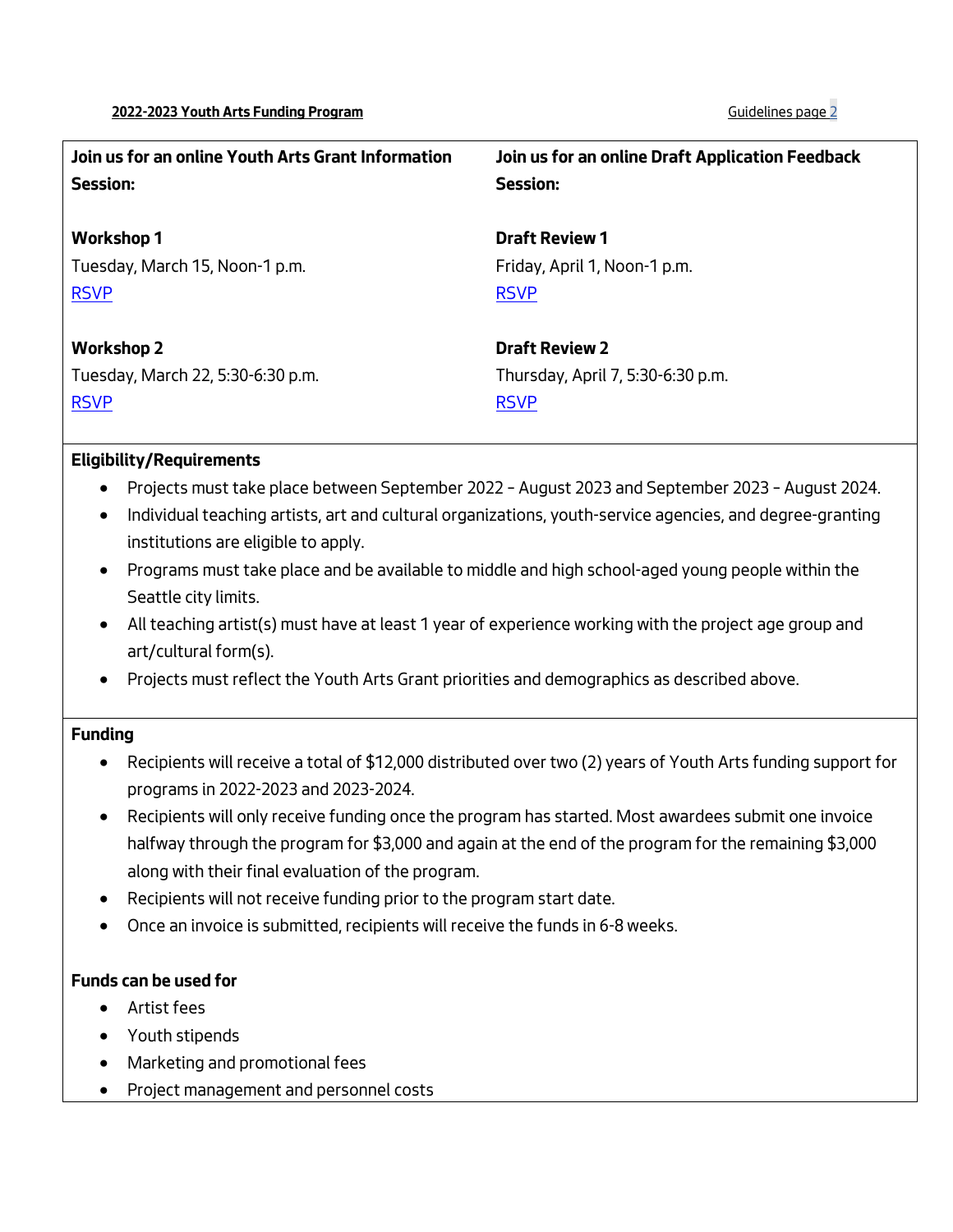**Join us for an online Youth Arts Grant Information Session:**

**Workshop 1**
Tuesday, March 15, Noon-1 p.m.
RSVP

**Workshop 2**
Tuesday, March 22, 5:30-6:30 p.m.
RSVP

**Join us for an online Draft Application Feedback Session:**

**Draft Review 1**
Friday, April 1, Noon-1 p.m.
RSVP

**Draft Review 2**
Thursday, April 7, 5:30-6:30 p.m.
RSVP

**Eligibility/Requirements**

- Projects must take place between September 2022 – August 2023 and September 2023 – August 2024.
- Individual teaching artists, art and cultural organizations, youth-service agencies, and degree-granting institutions are eligible to apply.
- Programs must take place and be available to middle and high school-aged young people within the Seattle city limits.
- All teaching artist(s) must have at least 1 year of experience working with the project age group and art/cultural form(s).
- Projects must reflect the Youth Arts Grant priorities and demographics as described above.

**Funding**

- Recipients will receive a total of $12,000 distributed over two (2) years of Youth Arts funding support for programs in 2022-2023 and 2023-2024.
- Recipients will only receive funding once the program has started. Most awardees submit one invoice halfway through the program for $3,000 and again at the end of the program for the remaining $3,000 along with their final evaluation of the program.
- Recipients will not receive funding prior to the program start date.
- Once an invoice is submitted, recipients will receive the funds in 6-8 weeks.

**Funds can be used for**

- Artist fees
- Youth stipends
- Marketing and promotional fees
- Project management and personnel costs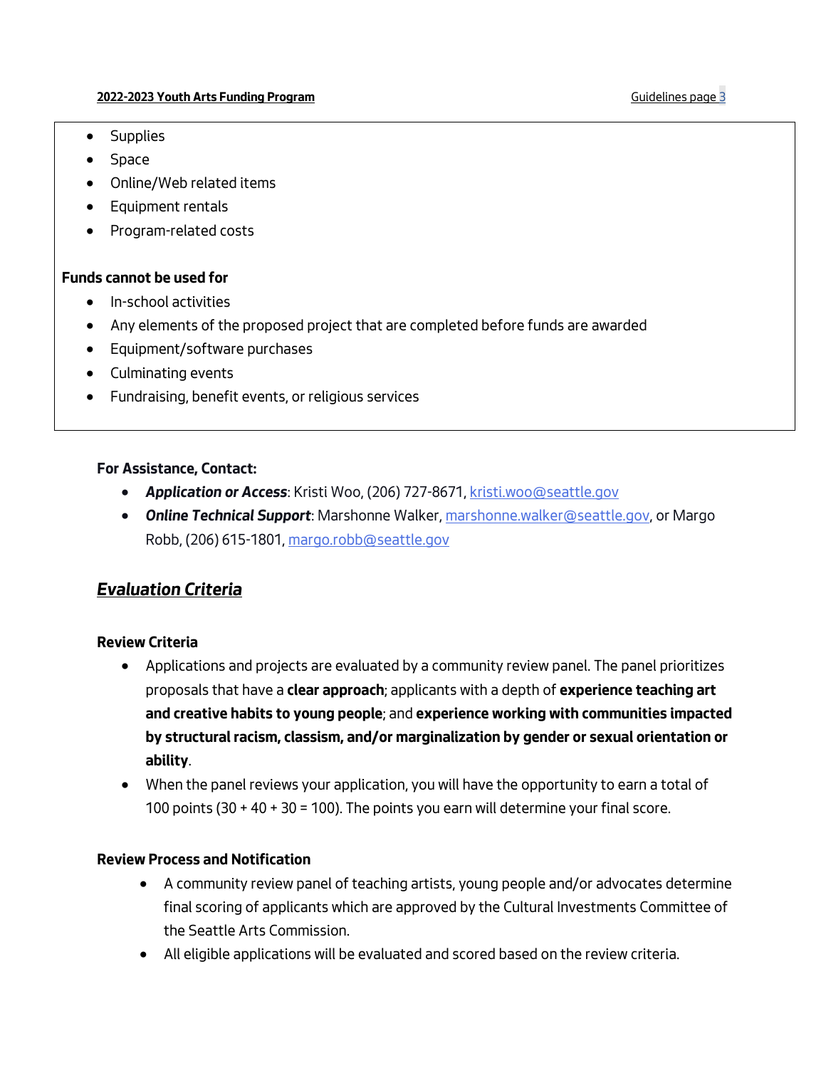- Supplies
- Space
- Online/Web related items
- Equipment rentals
- Program-related costs

**Funds cannot be used for**

- In-school activities
- Any elements of the proposed project that are completed before funds are awarded
- Equipment/software purchases
- Culminating events
- Fundraising, benefit events, or religious services

**For Assistance, Contact:**

- ***Application or Access***: Kristi Woo, (206) 727-8671, kristi.woo@seattle.gov
- ***Online Technical Support***: Marshonne Walker, marshonne.walker@seattle.gov, or Margo Robb, (206) 615-1801, margo.robb@seattle.gov

## ***Evaluation Criteria***

**Review Criteria**

- Applications and projects are evaluated by a community review panel. The panel prioritizes proposals that have a **clear approach**; applicants with a depth of **experience teaching art and creative habits to young people**; and **experience working with communities impacted by structural racism, classism, and/or marginalization by gender or sexual orientation or ability**.
- When the panel reviews your application, you will have the opportunity to earn a total of 100 points (30 + 40 + 30 = 100). The points you earn will determine your final score.

**Review Process and Notification**

- A community review panel of teaching artists, young people and/or advocates determine final scoring of applicants which are approved by the Cultural Investments Committee of the Seattle Arts Commission.
- All eligible applications will be evaluated and scored based on the review criteria.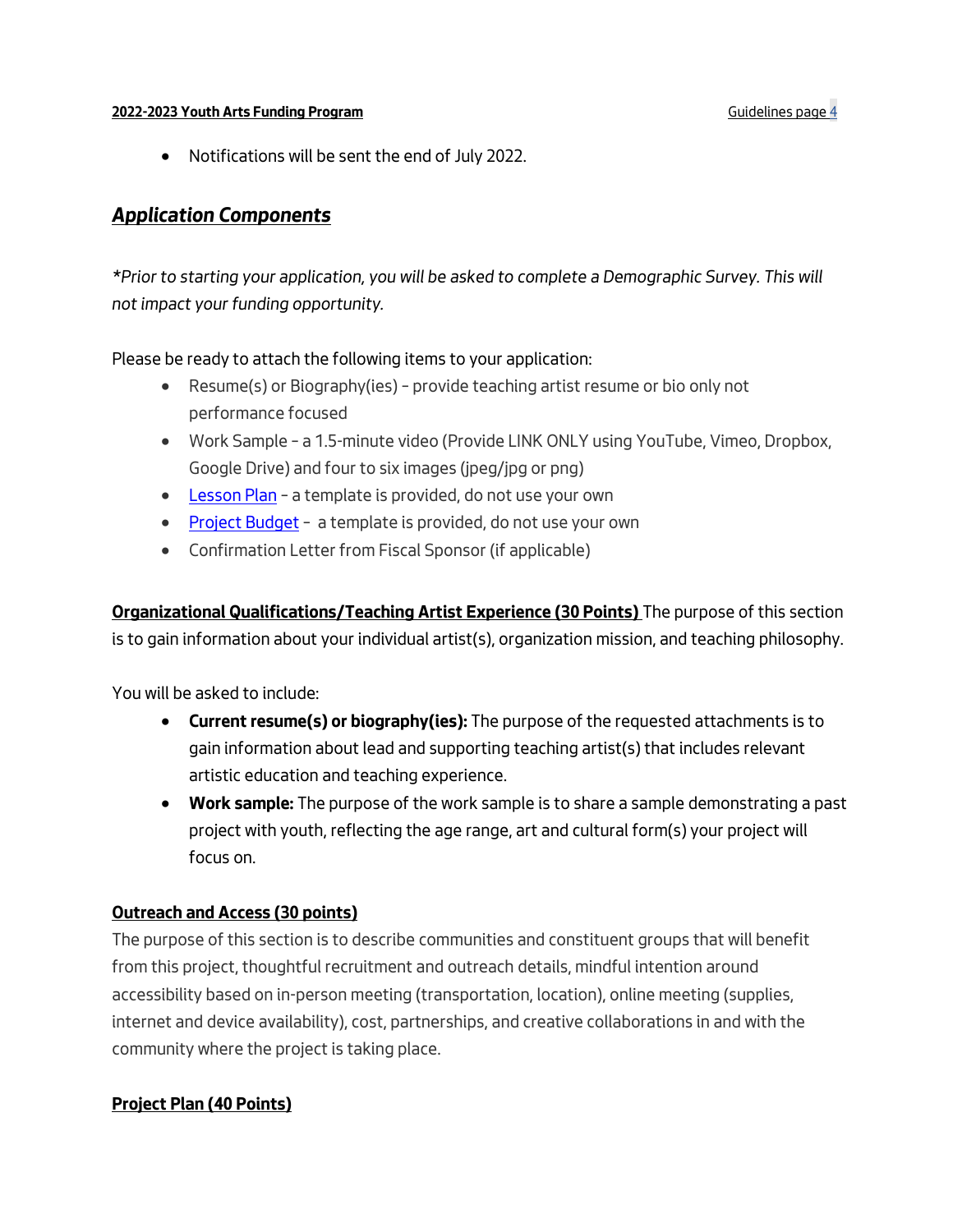- Notifications will be sent the end of July 2022.

## ***Application Components***

*\*Prior to starting your application, you will be asked to complete a Demographic Survey. This will not impact your funding opportunity.*

Please be ready to attach the following items to your application:

- Resume(s) or Biography(ies) – provide teaching artist resume or bio only not performance focused
- Work Sample – a 1.5-minute video (Provide LINK ONLY using YouTube, Vimeo, Dropbox, Google Drive) and four to six images (jpeg/jpg or png)
- Lesson Plan – a template is provided, do not use your own
- Project Budget – a template is provided, do not use your own
- Confirmation Letter from Fiscal Sponsor (if applicable)

**Organizational Qualifications/Teaching Artist Experience (30 Points)** The purpose of this section is to gain information about your individual artist(s), organization mission, and teaching philosophy.

You will be asked to include:

- **Current resume(s) or biography(ies):** The purpose of the requested attachments is to gain information about lead and supporting teaching artist(s) that includes relevant artistic education and teaching experience.
- **Work sample:** The purpose of the work sample is to share a sample demonstrating a past project with youth, reflecting the age range, art and cultural form(s) your project will focus on.

**Outreach and Access (30 points)**

The purpose of this section is to describe communities and constituent groups that will benefit from this project, thoughtful recruitment and outreach details, mindful intention around accessibility based on in-person meeting (transportation, location), online meeting (supplies, internet and device availability), cost, partnerships, and creative collaborations in and with the community where the project is taking place.

**Project Plan (40 Points)**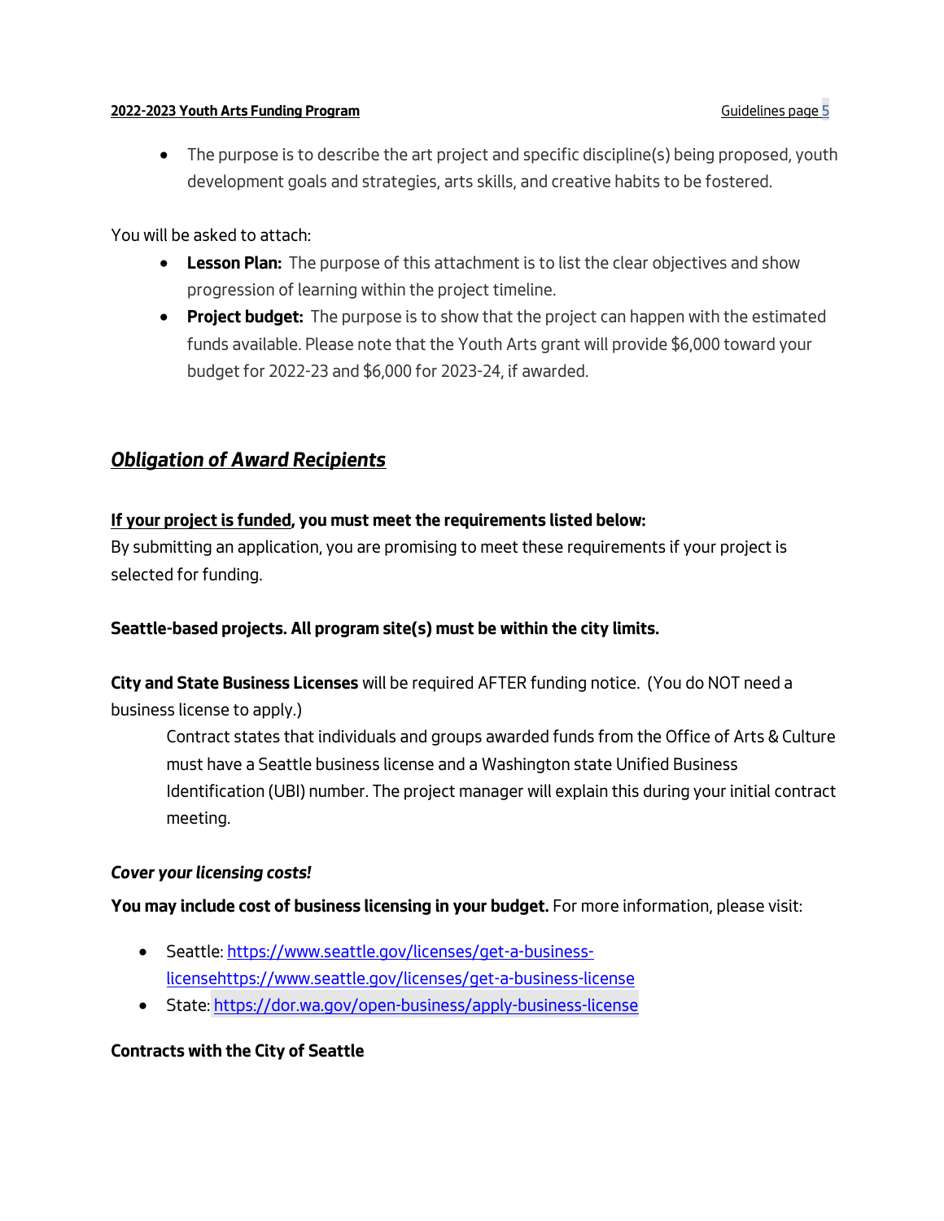- The purpose is to describe the art project and specific discipline(s) being proposed, youth development goals and strategies, arts skills, and creative habits to be fostered.

You will be asked to attach:

- **Lesson Plan:** The purpose of this attachment is to list the clear objectives and show progression of learning within the project timeline.
- **Project budget:** The purpose is to show that the project can happen with the estimated funds available. Please note that the Youth Arts grant will provide $6,000 toward your budget for 2022-23 and $6,000 for 2023-24, if awarded.

## ***Obligation of Award Recipients***

**If your project is funded, you must meet the requirements listed below:**
By submitting an application, you are promising to meet these requirements if your project is selected for funding.

**Seattle-based projects. All program site(s) must be within the city limits.**

**City and State Business Licenses** will be required AFTER funding notice. (You do NOT need a business license to apply.)

> Contract states that individuals and groups awarded funds from the Office of Arts & Culture must have a Seattle business license and a Washington state Unified Business Identification (UBI) number. The project manager will explain this during your initial contract meeting.

***Cover your licensing costs!***

**You may include cost of business licensing in your budget.** For more information, please visit:

- Seattle: https://www.seattle.gov/licenses/get-a-business-licensehttps://www.seattle.gov/licenses/get-a-business-license
- State: https://dor.wa.gov/open-business/apply-business-license

**Contracts with the City of Seattle**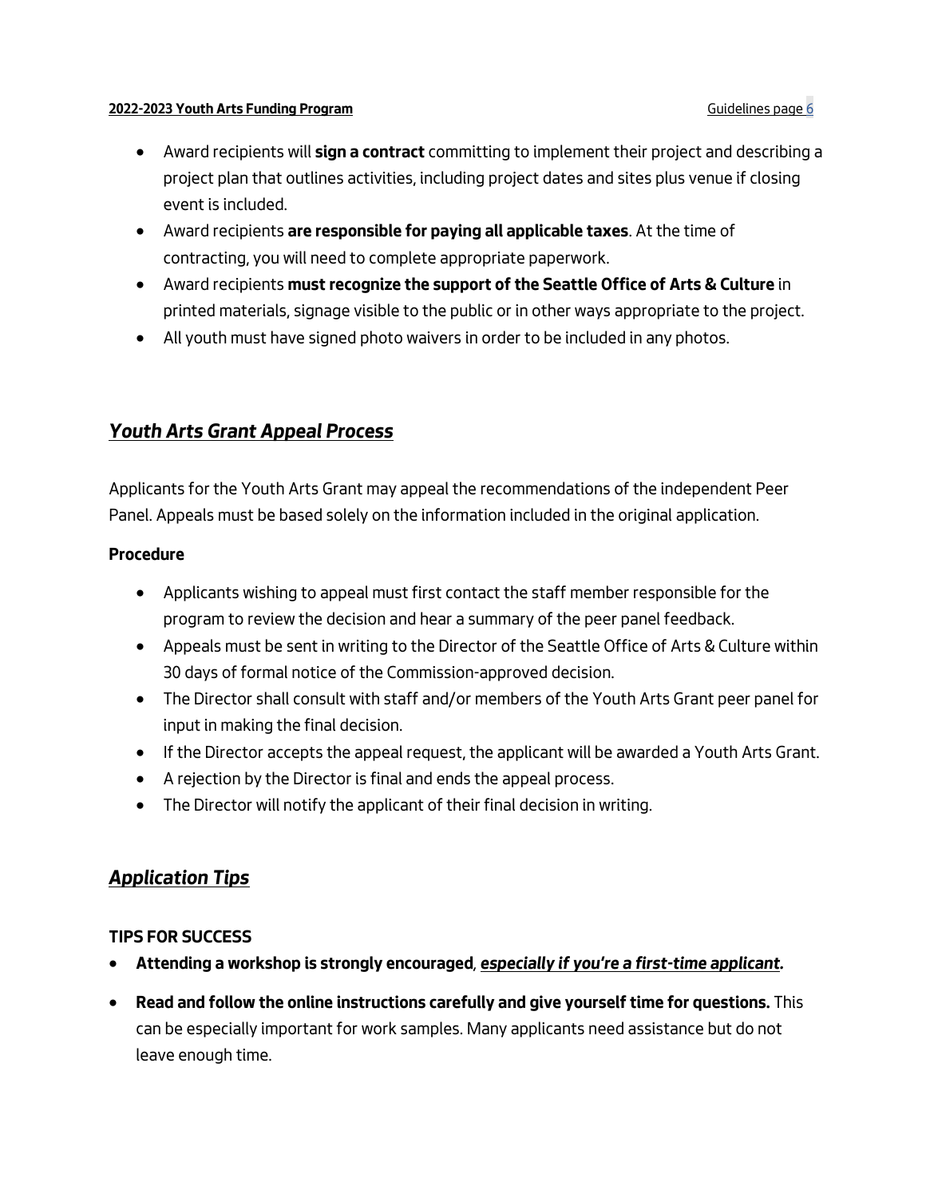- Award recipients will **sign a contract** committing to implement their project and describing a project plan that outlines activities, including project dates and sites plus venue if closing event is included.
- Award recipients **are responsible for paying all applicable taxes**. At the time of contracting, you will need to complete appropriate paperwork.
- Award recipients **must recognize the support of the Seattle Office of Arts & Culture** in printed materials, signage visible to the public or in other ways appropriate to the project.
- All youth must have signed photo waivers in order to be included in any photos.

## ***Youth Arts Grant Appeal Process***

Applicants for the Youth Arts Grant may appeal the recommendations of the independent Peer Panel. Appeals must be based solely on the information included in the original application.

**Procedure**

- Applicants wishing to appeal must first contact the staff member responsible for the program to review the decision and hear a summary of the peer panel feedback.
- Appeals must be sent in writing to the Director of the Seattle Office of Arts & Culture within 30 days of formal notice of the Commission-approved decision.
- The Director shall consult with staff and/or members of the Youth Arts Grant peer panel for input in making the final decision.
- If the Director accepts the appeal request, the applicant will be awarded a Youth Arts Grant.
- A rejection by the Director is final and ends the appeal process.
- The Director will notify the applicant of their final decision in writing.

## ***Application Tips***

**TIPS FOR SUCCESS**

- **Attending a workshop is strongly encouraged**, ***especially if you're a first-time applicant.***
- **Read and follow the online instructions carefully and give yourself time for questions.** This can be especially important for work samples. Many applicants need assistance but do not leave enough time.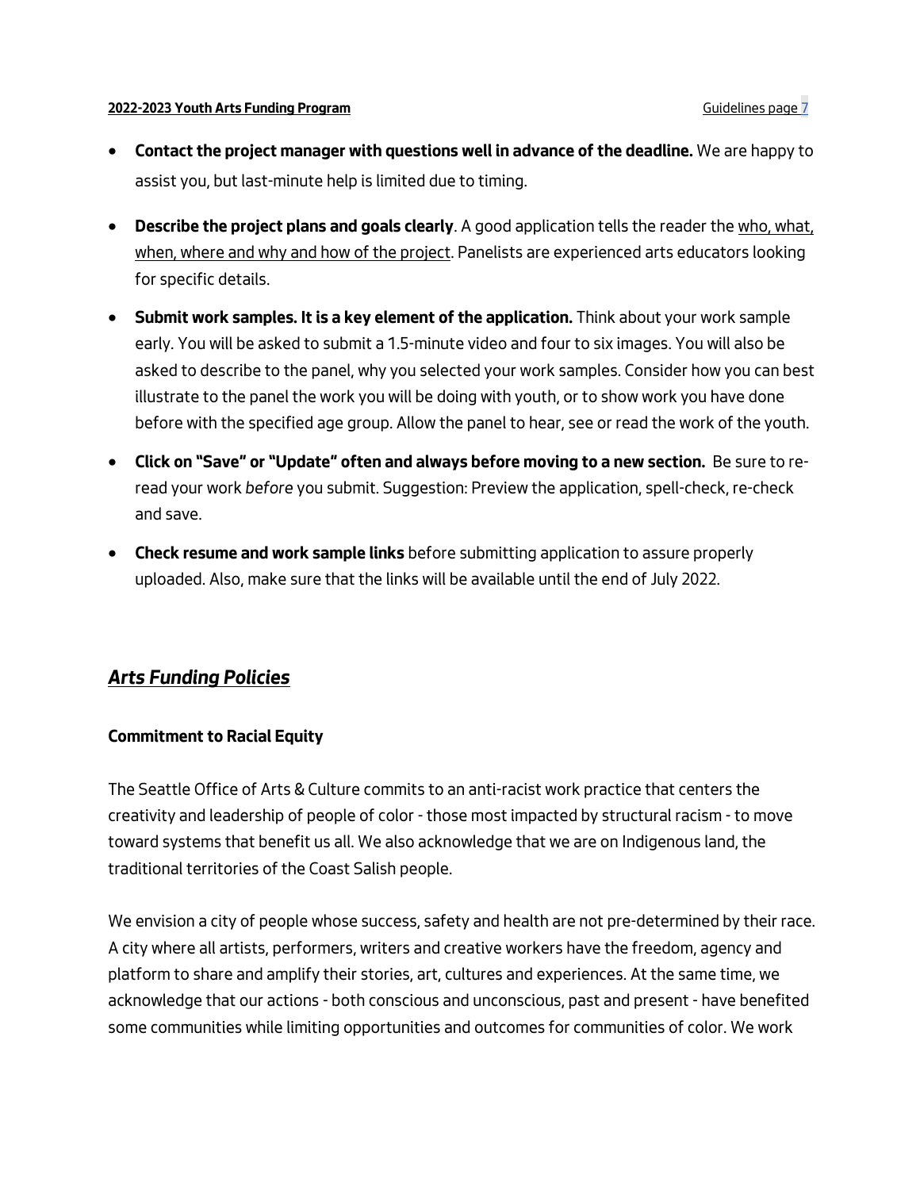- **Contact the project manager with questions well in advance of the deadline.** We are happy to assist you, but last-minute help is limited due to timing.

- **Describe the project plans and goals clearly**. A good application tells the reader the who, what, when, where and why and how of the project. Panelists are experienced arts educators looking for specific details.

- **Submit work samples. It is a key element of the application.** Think about your work sample early. You will be asked to submit a 1.5-minute video and four to six images. You will also be asked to describe to the panel, why you selected your work samples. Consider how you can best illustrate to the panel the work you will be doing with youth, or to show work you have done before with the specified age group. Allow the panel to hear, see or read the work of the youth.

- **Click on "Save" or "Update" often and always before moving to a new section.** Be sure to re-read your work *before* you submit. Suggestion: Preview the application, spell-check, re-check and save.

- **Check resume and work sample links** before submitting application to assure properly uploaded. Also, make sure that the links will be available until the end of July 2022.

## ***Arts Funding Policies***

### **Commitment to Racial Equity**

The Seattle Office of Arts & Culture commits to an anti-racist work practice that centers the creativity and leadership of people of color - those most impacted by structural racism - to move toward systems that benefit us all. We also acknowledge that we are on Indigenous land, the traditional territories of the Coast Salish people.

We envision a city of people whose success, safety and health are not pre-determined by their race. A city where all artists, performers, writers and creative workers have the freedom, agency and platform to share and amplify their stories, art, cultures and experiences. At the same time, we acknowledge that our actions - both conscious and unconscious, past and present - have benefited some communities while limiting opportunities and outcomes for communities of color. We work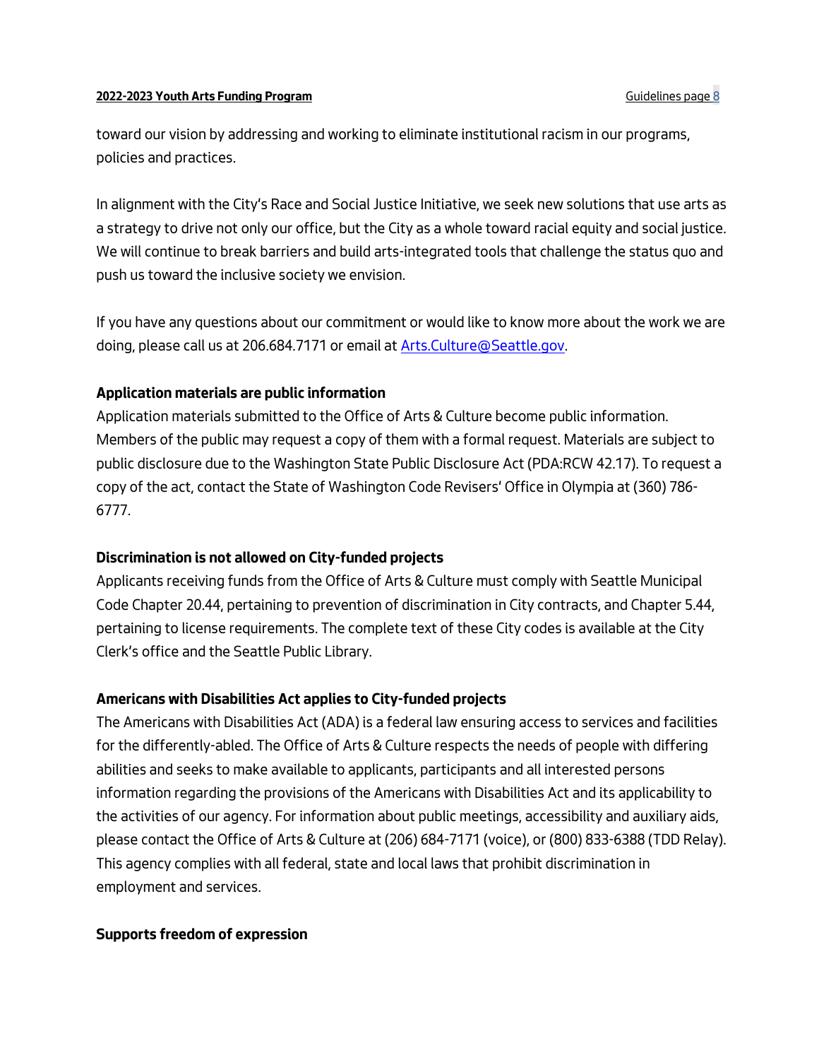toward our vision by addressing and working to eliminate institutional racism in our programs, policies and practices.

In alignment with the City's Race and Social Justice Initiative, we seek new solutions that use arts as a strategy to drive not only our office, but the City as a whole toward racial equity and social justice. We will continue to break barriers and build arts-integrated tools that challenge the status quo and push us toward the inclusive society we envision.

If you have any questions about our commitment or would like to know more about the work we are doing, please call us at 206.684.7171 or email at Arts.Culture@Seattle.gov.

**Application materials are public information**

Application materials submitted to the Office of Arts & Culture become public information. Members of the public may request a copy of them with a formal request. Materials are subject to public disclosure due to the Washington State Public Disclosure Act (PDA:RCW 42.17). To request a copy of the act, contact the State of Washington Code Revisers' Office in Olympia at (360) 786-6777.

**Discrimination is not allowed on City-funded projects**

Applicants receiving funds from the Office of Arts & Culture must comply with Seattle Municipal Code Chapter 20.44, pertaining to prevention of discrimination in City contracts, and Chapter 5.44, pertaining to license requirements. The complete text of these City codes is available at the City Clerk's office and the Seattle Public Library.

**Americans with Disabilities Act applies to City-funded projects**

The Americans with Disabilities Act (ADA) is a federal law ensuring access to services and facilities for the differently-abled. The Office of Arts & Culture respects the needs of people with differing abilities and seeks to make available to applicants, participants and all interested persons information regarding the provisions of the Americans with Disabilities Act and its applicability to the activities of our agency. For information about public meetings, accessibility and auxiliary aids, please contact the Office of Arts & Culture at (206) 684-7171 (voice), or (800) 833-6388 (TDD Relay). This agency complies with all federal, state and local laws that prohibit discrimination in employment and services.

**Supports freedom of expression**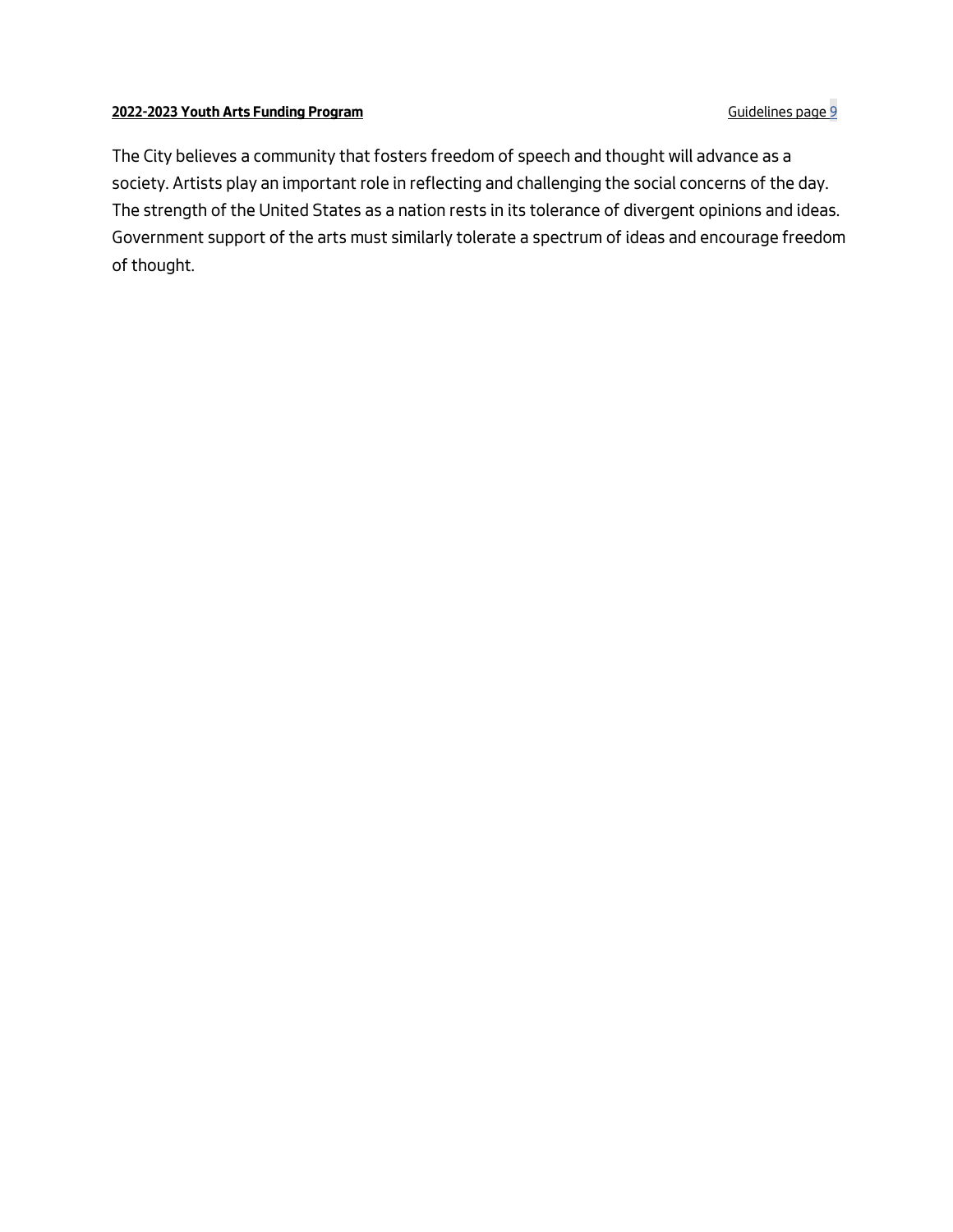The City believes a community that fosters freedom of speech and thought will advance as a society. Artists play an important role in reflecting and challenging the social concerns of the day. The strength of the United States as a nation rests in its tolerance of divergent opinions and ideas. Government support of the arts must similarly tolerate a spectrum of ideas and encourage freedom of thought.